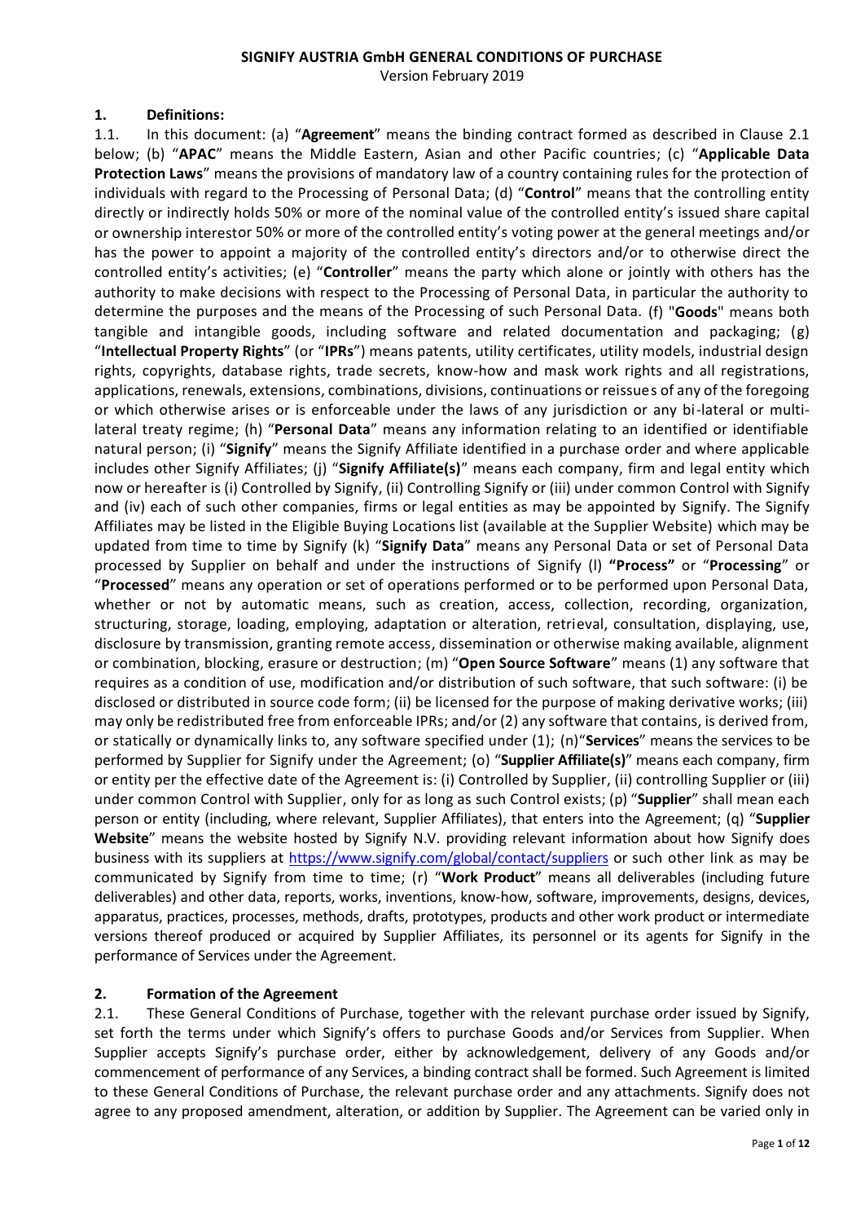# SIGNIFY AUSTRIA GmbH GENERAL CONDITIONS OF PURCHASE

Version February 2019

## 1. Definitions:

1.1. In this document: (a) "**Agreement**" means the binding contract formed as described in Clause 2.1 below; (b) "**APAC**" means the Middle Eastern, Asian and other Pacific countries; (c) "**Applicable Data Protection Laws**" means the provisions of mandatory law of a country containing rules for the protection of individuals with regard to the Processing of Personal Data; (d) "**Control**" means that the controlling entity directly or indirectly holds 50% or more of the nominal value of the controlled entity's issued share capital or ownership interestor 50% or more of the controlled entity's voting power at the general meetings and/or has the power to appoint a majority of the controlled entity's directors and/or to otherwise direct the controlled entity's activities; (e) "**Controller**" means the party which alone or jointly with others has the authority to make decisions with respect to the Processing of Personal Data, in particular the authority to determine the purposes and the means of the Processing of such Personal Data. (f) "**Goods**" means both tangible and intangible goods, including software and related documentation and packaging; (g) "**Intellectual Property Rights**" (or "**IPRs**") means patents, utility certificates, utility models, industrial design rights, copyrights, database rights, trade secrets, know-how and mask work rights and all registrations, applications, renewals, extensions, combinations, divisions, continuations or reissues of any of the foregoing or which otherwise arises or is enforceable under the laws of any jurisdiction or any bi-lateral or multi-lateral treaty regime; (h) "**Personal Data**" means any information relating to an identified or identifiable natural person; (i) "**Signify**" means the Signify Affiliate identified in a purchase order and where applicable includes other Signify Affiliates; (j) "**Signify Affiliate(s)**" means each company, firm and legal entity which now or hereafter is (i) Controlled by Signify, (ii) Controlling Signify or (iii) under common Control with Signify and (iv) each of such other companies, firms or legal entities as may be appointed by Signify. The Signify Affiliates may be listed in the Eligible Buying Locations list (available at the Supplier Website) which may be updated from time to time by Signify (k) "**Signify Data**" means any Personal Data or set of Personal Data processed by Supplier on behalf and under the instructions of Signify (l) **"Process"** or "**Processing**" or "**Processed**" means any operation or set of operations performed or to be performed upon Personal Data, whether or not by automatic means, such as creation, access, collection, recording, organization, structuring, storage, loading, employing, adaptation or alteration, retrieval, consultation, displaying, use, disclosure by transmission, granting remote access, dissemination or otherwise making available, alignment or combination, blocking, erasure or destruction; (m) "**Open Source Software**" means (1) any software that requires as a condition of use, modification and/or distribution of such software, that such software: (i) be disclosed or distributed in source code form; (ii) be licensed for the purpose of making derivative works; (iii) may only be redistributed free from enforceable IPRs; and/or (2) any software that contains, is derived from, or statically or dynamically links to, any software specified under (1); (n)"**Services**" means the services to be performed by Supplier for Signify under the Agreement; (o) "**Supplier Affiliate(s)**" means each company, firm or entity per the effective date of the Agreement is: (i) Controlled by Supplier, (ii) controlling Supplier or (iii) under common Control with Supplier, only for as long as such Control exists; (p) "**Supplier**" shall mean each person or entity (including, where relevant, Supplier Affiliates), that enters into the Agreement; (q) "**Supplier Website**" means the website hosted by Signify N.V. providing relevant information about how Signify does business with its suppliers at https://www.signify.com/global/contact/suppliers or such other link as may be communicated by Signify from time to time; (r) "**Work Product**" means all deliverables (including future deliverables) and other data, reports, works, inventions, know-how, software, improvements, designs, devices, apparatus, practices, processes, methods, drafts, prototypes, products and other work product or intermediate versions thereof produced or acquired by Supplier Affiliates, its personnel or its agents for Signify in the performance of Services under the Agreement.

## 2. Formation of the Agreement

2.1. These General Conditions of Purchase, together with the relevant purchase order issued by Signify, set forth the terms under which Signify's offers to purchase Goods and/or Services from Supplier. When Supplier accepts Signify's purchase order, either by acknowledgement, delivery of any Goods and/or commencement of performance of any Services, a binding contract shall be formed. Such Agreement is limited to these General Conditions of Purchase, the relevant purchase order and any attachments. Signify does not agree to any proposed amendment, alteration, or addition by Supplier. The Agreement can be varied only in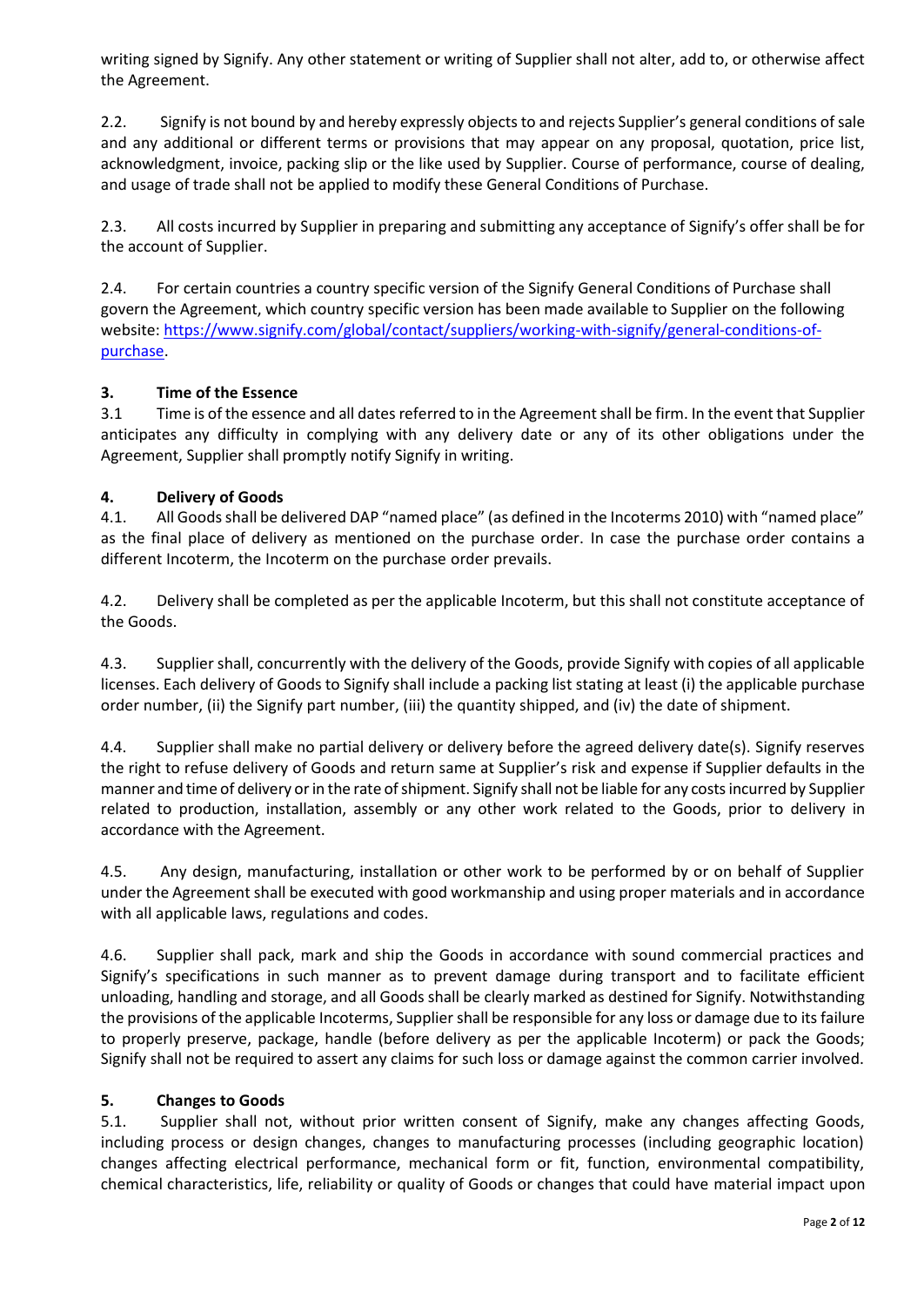writing signed by Signify. Any other statement or writing of Supplier shall not alter, add to, or otherwise affect the Agreement.

2.2. Signify is not bound by and hereby expressly objects to and rejects Supplier's general conditions of sale and any additional or different terms or provisions that may appear on any proposal, quotation, price list, acknowledgment, invoice, packing slip or the like used by Supplier. Course of performance, course of dealing, and usage of trade shall not be applied to modify these General Conditions of Purchase.

2.3. All costs incurred by Supplier in preparing and submitting any acceptance of Signify's offer shall be for the account of Supplier.

2.4. For certain countries a country specific version of the Signify General Conditions of Purchase shall govern the Agreement, which country specific version has been made available to Supplier on the following website: [https://www.signify.com/global/contact/suppliers/working-with-signify/general-conditions-of-purchase](https://www.signify.com/global/contact/suppliers/working-with-signify/general-conditions-of-purchase).

### 3. Time of the Essence

3.1 Time is of the essence and all dates referred to in the Agreement shall be firm. In the event that Supplier anticipates any difficulty in complying with any delivery date or any of its other obligations under the Agreement, Supplier shall promptly notify Signify in writing.

### 4. Delivery of Goods

4.1. All Goods shall be delivered DAP "named place" (as defined in the Incoterms 2010) with "named place" as the final place of delivery as mentioned on the purchase order. In case the purchase order contains a different Incoterm, the Incoterm on the purchase order prevails.

4.2. Delivery shall be completed as per the applicable Incoterm, but this shall not constitute acceptance of the Goods.

4.3. Supplier shall, concurrently with the delivery of the Goods, provide Signify with copies of all applicable licenses. Each delivery of Goods to Signify shall include a packing list stating at least (i) the applicable purchase order number, (ii) the Signify part number, (iii) the quantity shipped, and (iv) the date of shipment.

4.4. Supplier shall make no partial delivery or delivery before the agreed delivery date(s). Signify reserves the right to refuse delivery of Goods and return same at Supplier's risk and expense if Supplier defaults in the manner and time of delivery or in the rate of shipment. Signify shall not be liable for any costs incurred by Supplier related to production, installation, assembly or any other work related to the Goods, prior to delivery in accordance with the Agreement.

4.5. Any design, manufacturing, installation or other work to be performed by or on behalf of Supplier under the Agreement shall be executed with good workmanship and using proper materials and in accordance with all applicable laws, regulations and codes.

4.6. Supplier shall pack, mark and ship the Goods in accordance with sound commercial practices and Signify's specifications in such manner as to prevent damage during transport and to facilitate efficient unloading, handling and storage, and all Goods shall be clearly marked as destined for Signify. Notwithstanding the provisions of the applicable Incoterms, Supplier shall be responsible for any loss or damage due to its failure to properly preserve, package, handle (before delivery as per the applicable Incoterm) or pack the Goods; Signify shall not be required to assert any claims for such loss or damage against the common carrier involved.

### 5. Changes to Goods

5.1. Supplier shall not, without prior written consent of Signify, make any changes affecting Goods, including process or design changes, changes to manufacturing processes (including geographic location) changes affecting electrical performance, mechanical form or fit, function, environmental compatibility, chemical characteristics, life, reliability or quality of Goods or changes that could have material impact upon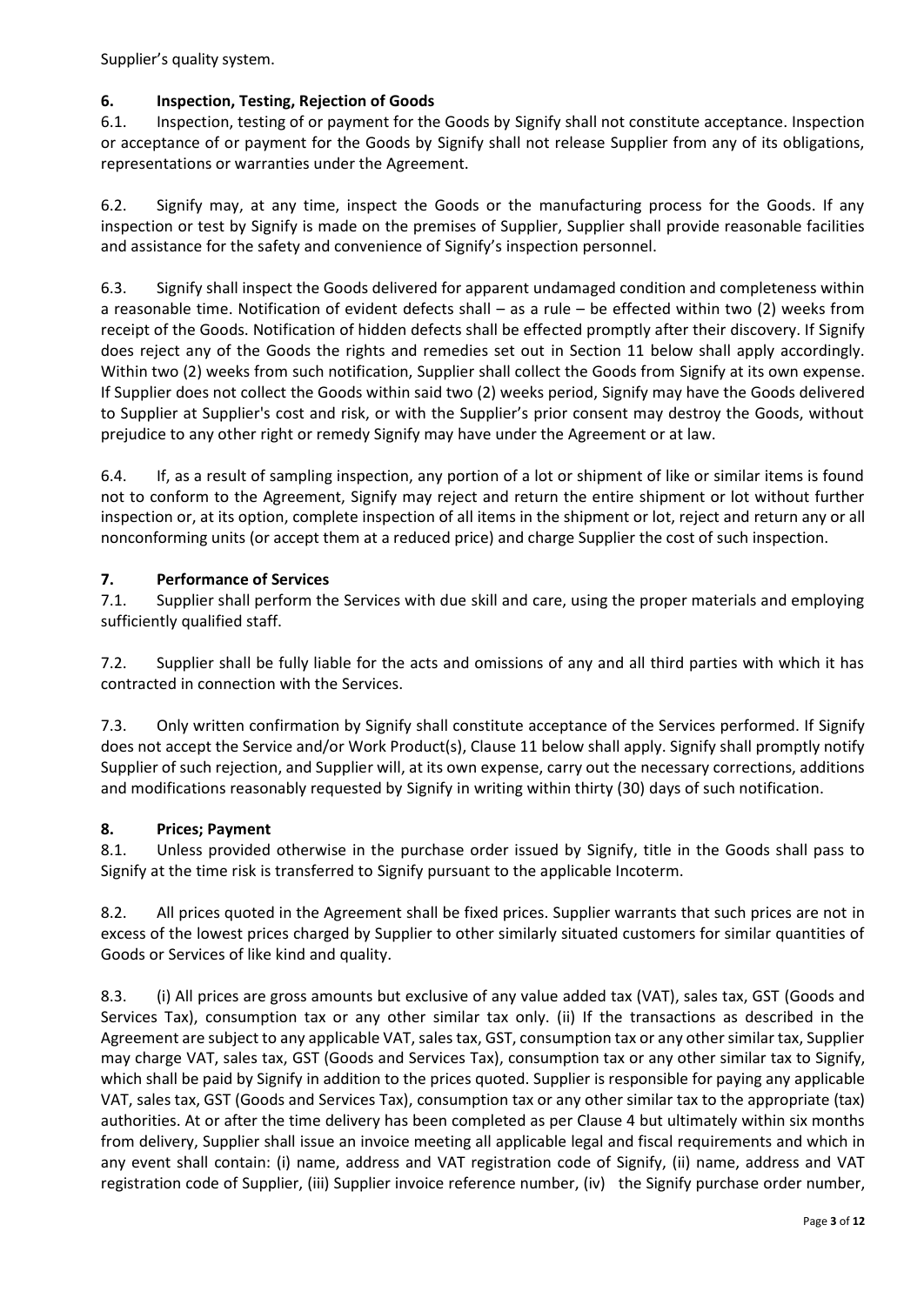Supplier's quality system.

## 6. Inspection, Testing, Rejection of Goods

6.1. Inspection, testing of or payment for the Goods by Signify shall not constitute acceptance. Inspection or acceptance of or payment for the Goods by Signify shall not release Supplier from any of its obligations, representations or warranties under the Agreement.

6.2. Signify may, at any time, inspect the Goods or the manufacturing process for the Goods. If any inspection or test by Signify is made on the premises of Supplier, Supplier shall provide reasonable facilities and assistance for the safety and convenience of Signify's inspection personnel.

6.3. Signify shall inspect the Goods delivered for apparent undamaged condition and completeness within a reasonable time. Notification of evident defects shall – as a rule – be effected within two (2) weeks from receipt of the Goods. Notification of hidden defects shall be effected promptly after their discovery. If Signify does reject any of the Goods the rights and remedies set out in Section 11 below shall apply accordingly. Within two (2) weeks from such notification, Supplier shall collect the Goods from Signify at its own expense. If Supplier does not collect the Goods within said two (2) weeks period, Signify may have the Goods delivered to Supplier at Supplier's cost and risk, or with the Supplier's prior consent may destroy the Goods, without prejudice to any other right or remedy Signify may have under the Agreement or at law.

6.4. If, as a result of sampling inspection, any portion of a lot or shipment of like or similar items is found not to conform to the Agreement, Signify may reject and return the entire shipment or lot without further inspection or, at its option, complete inspection of all items in the shipment or lot, reject and return any or all nonconforming units (or accept them at a reduced price) and charge Supplier the cost of such inspection.

## 7. Performance of Services

7.1. Supplier shall perform the Services with due skill and care, using the proper materials and employing sufficiently qualified staff.

7.2. Supplier shall be fully liable for the acts and omissions of any and all third parties with which it has contracted in connection with the Services.

7.3. Only written confirmation by Signify shall constitute acceptance of the Services performed. If Signify does not accept the Service and/or Work Product(s), Clause 11 below shall apply. Signify shall promptly notify Supplier of such rejection, and Supplier will, at its own expense, carry out the necessary corrections, additions and modifications reasonably requested by Signify in writing within thirty (30) days of such notification.

## 8. Prices; Payment

8.1. Unless provided otherwise in the purchase order issued by Signify, title in the Goods shall pass to Signify at the time risk is transferred to Signify pursuant to the applicable Incoterm.

8.2. All prices quoted in the Agreement shall be fixed prices. Supplier warrants that such prices are not in excess of the lowest prices charged by Supplier to other similarly situated customers for similar quantities of Goods or Services of like kind and quality.

8.3. (i) All prices are gross amounts but exclusive of any value added tax (VAT), sales tax, GST (Goods and Services Tax), consumption tax or any other similar tax only. (ii) If the transactions as described in the Agreement are subject to any applicable VAT, sales tax, GST, consumption tax or any other similar tax, Supplier may charge VAT, sales tax, GST (Goods and Services Tax), consumption tax or any other similar tax to Signify, which shall be paid by Signify in addition to the prices quoted. Supplier is responsible for paying any applicable VAT, sales tax, GST (Goods and Services Tax), consumption tax or any other similar tax to the appropriate (tax) authorities. At or after the time delivery has been completed as per Clause 4 but ultimately within six months from delivery, Supplier shall issue an invoice meeting all applicable legal and fiscal requirements and which in any event shall contain: (i) name, address and VAT registration code of Signify, (ii) name, address and VAT registration code of Supplier, (iii) Supplier invoice reference number, (iv) the Signify purchase order number,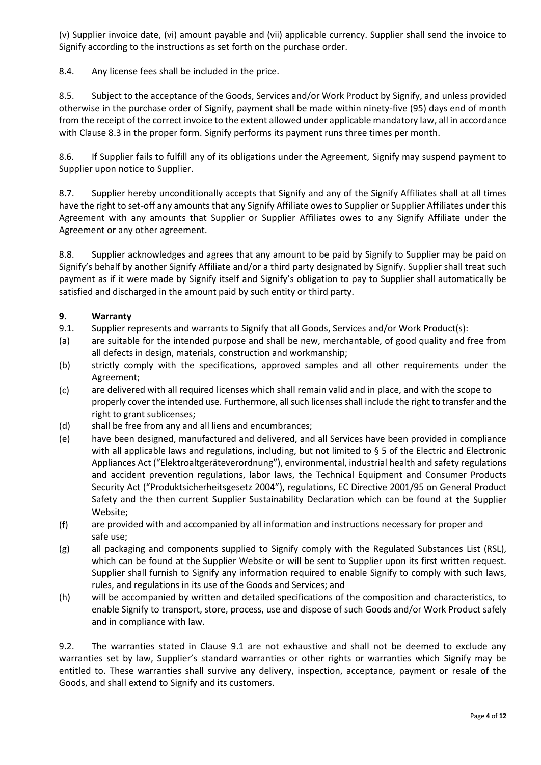(v) Supplier invoice date, (vi) amount payable and (vii) applicable currency. Supplier shall send the invoice to Signify according to the instructions as set forth on the purchase order.

8.4. Any license fees shall be included in the price.

8.5. Subject to the acceptance of the Goods, Services and/or Work Product by Signify, and unless provided otherwise in the purchase order of Signify, payment shall be made within ninety-five (95) days end of month from the receipt of the correct invoice to the extent allowed under applicable mandatory law, all in accordance with Clause 8.3 in the proper form. Signify performs its payment runs three times per month.

8.6. If Supplier fails to fulfill any of its obligations under the Agreement, Signify may suspend payment to Supplier upon notice to Supplier.

8.7. Supplier hereby unconditionally accepts that Signify and any of the Signify Affiliates shall at all times have the right to set-off any amounts that any Signify Affiliate owes to Supplier or Supplier Affiliates under this Agreement with any amounts that Supplier or Supplier Affiliates owes to any Signify Affiliate under the Agreement or any other agreement.

8.8. Supplier acknowledges and agrees that any amount to be paid by Signify to Supplier may be paid on Signify's behalf by another Signify Affiliate and/or a third party designated by Signify. Supplier shall treat such payment as if it were made by Signify itself and Signify's obligation to pay to Supplier shall automatically be satisfied and discharged in the amount paid by such entity or third party.

## 9. Warranty

9.1. Supplier represents and warrants to Signify that all Goods, Services and/or Work Product(s):

(a) are suitable for the intended purpose and shall be new, merchantable, of good quality and free from all defects in design, materials, construction and workmanship;

(b) strictly comply with the specifications, approved samples and all other requirements under the Agreement;

(c) are delivered with all required licenses which shall remain valid and in place, and with the scope to properly cover the intended use. Furthermore, all such licenses shall include the right to transfer and the right to grant sublicenses;

(d) shall be free from any and all liens and encumbrances;

(e) have been designed, manufactured and delivered, and all Services have been provided in compliance with all applicable laws and regulations, including, but not limited to § 5 of the Electric and Electronic Appliances Act ("Elektroaltgeräteverordnung"), environmental, industrial health and safety regulations and accident prevention regulations, labor laws, the Technical Equipment and Consumer Products Security Act ("Produktsicherheitsgesetz 2004"), regulations, EC Directive 2001/95 on General Product Safety and the then current Supplier Sustainability Declaration which can be found at the Supplier Website;

(f) are provided with and accompanied by all information and instructions necessary for proper and safe use;

(g) all packaging and components supplied to Signify comply with the Regulated Substances List (RSL), which can be found at the Supplier Website or will be sent to Supplier upon its first written request. Supplier shall furnish to Signify any information required to enable Signify to comply with such laws, rules, and regulations in its use of the Goods and Services; and

(h) will be accompanied by written and detailed specifications of the composition and characteristics, to enable Signify to transport, store, process, use and dispose of such Goods and/or Work Product safely and in compliance with law.

9.2. The warranties stated in Clause 9.1 are not exhaustive and shall not be deemed to exclude any warranties set by law, Supplier's standard warranties or other rights or warranties which Signify may be entitled to. These warranties shall survive any delivery, inspection, acceptance, payment or resale of the Goods, and shall extend to Signify and its customers.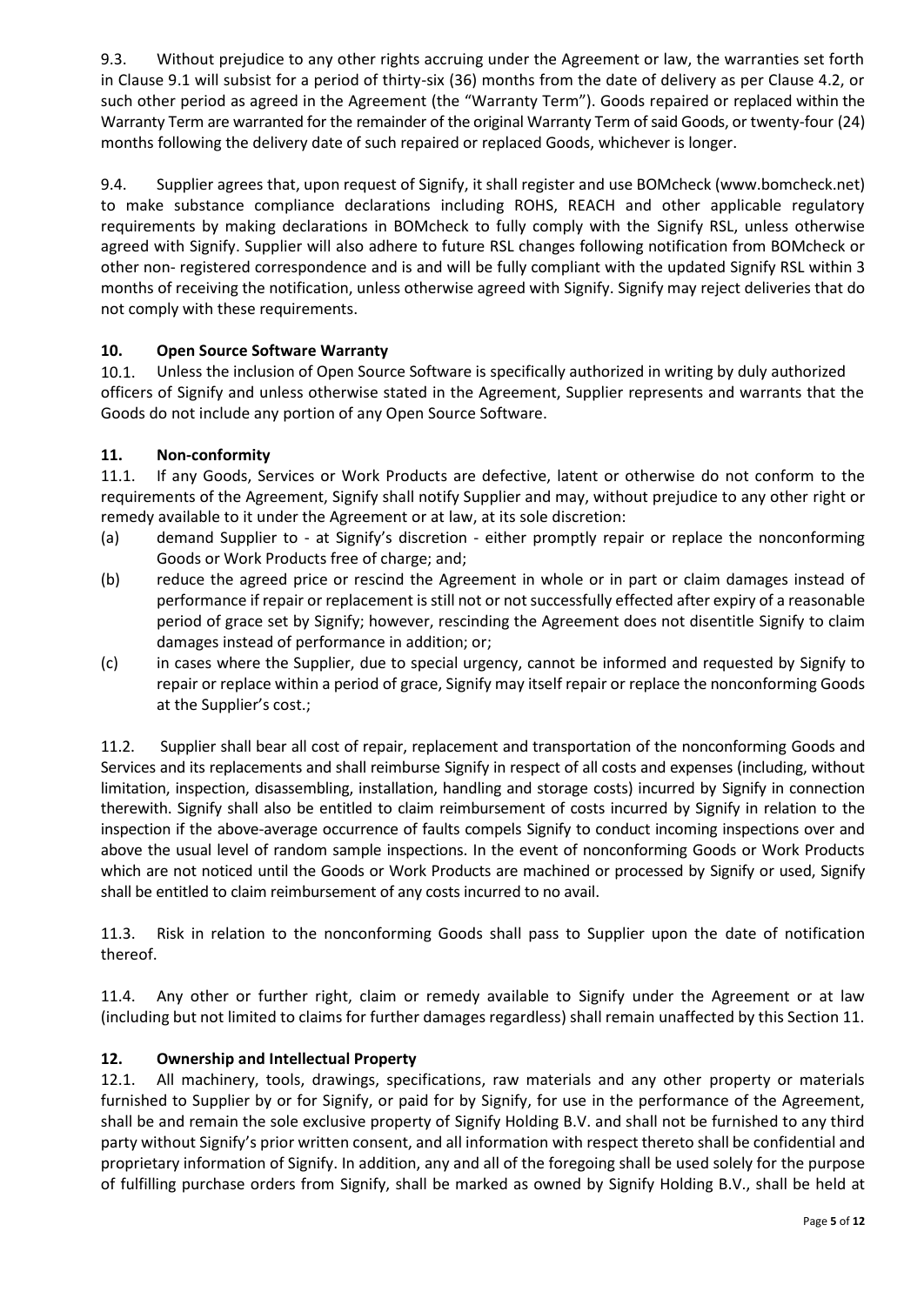9.3. Without prejudice to any other rights accruing under the Agreement or law, the warranties set forth in Clause 9.1 will subsist for a period of thirty-six (36) months from the date of delivery as per Clause 4.2, or such other period as agreed in the Agreement (the "Warranty Term"). Goods repaired or replaced within the Warranty Term are warranted for the remainder of the original Warranty Term of said Goods, or twenty-four (24) months following the delivery date of such repaired or replaced Goods, whichever is longer.

9.4. Supplier agrees that, upon request of Signify, it shall register and use BOMcheck (www.bomcheck.net) to make substance compliance declarations including ROHS, REACH and other applicable regulatory requirements by making declarations in BOMcheck to fully comply with the Signify RSL, unless otherwise agreed with Signify. Supplier will also adhere to future RSL changes following notification from BOMcheck or other non- registered correspondence and is and will be fully compliant with the updated Signify RSL within 3 months of receiving the notification, unless otherwise agreed with Signify. Signify may reject deliveries that do not comply with these requirements.

## 10. Open Source Software Warranty

10.1. Unless the inclusion of Open Source Software is specifically authorized in writing by duly authorized officers of Signify and unless otherwise stated in the Agreement, Supplier represents and warrants that the Goods do not include any portion of any Open Source Software.

## 11. Non-conformity

11.1. If any Goods, Services or Work Products are defective, latent or otherwise do not conform to the requirements of the Agreement, Signify shall notify Supplier and may, without prejudice to any other right or remedy available to it under the Agreement or at law, at its sole discretion:

(a) demand Supplier to - at Signify's discretion - either promptly repair or replace the nonconforming Goods or Work Products free of charge; and;

(b) reduce the agreed price or rescind the Agreement in whole or in part or claim damages instead of performance if repair or replacement is still not or not successfully effected after expiry of a reasonable period of grace set by Signify; however, rescinding the Agreement does not disentitle Signify to claim damages instead of performance in addition; or;

(c) in cases where the Supplier, due to special urgency, cannot be informed and requested by Signify to repair or replace within a period of grace, Signify may itself repair or replace the nonconforming Goods at the Supplier's cost.;

11.2. Supplier shall bear all cost of repair, replacement and transportation of the nonconforming Goods and Services and its replacements and shall reimburse Signify in respect of all costs and expenses (including, without limitation, inspection, disassembling, installation, handling and storage costs) incurred by Signify in connection therewith. Signify shall also be entitled to claim reimbursement of costs incurred by Signify in relation to the inspection if the above-average occurrence of faults compels Signify to conduct incoming inspections over and above the usual level of random sample inspections. In the event of nonconforming Goods or Work Products which are not noticed until the Goods or Work Products are machined or processed by Signify or used, Signify shall be entitled to claim reimbursement of any costs incurred to no avail.

11.3. Risk in relation to the nonconforming Goods shall pass to Supplier upon the date of notification thereof.

11.4. Any other or further right, claim or remedy available to Signify under the Agreement or at law (including but not limited to claims for further damages regardless) shall remain unaffected by this Section 11.

## 12. Ownership and Intellectual Property

12.1. All machinery, tools, drawings, specifications, raw materials and any other property or materials furnished to Supplier by or for Signify, or paid for by Signify, for use in the performance of the Agreement, shall be and remain the sole exclusive property of Signify Holding B.V. and shall not be furnished to any third party without Signify's prior written consent, and all information with respect thereto shall be confidential and proprietary information of Signify. In addition, any and all of the foregoing shall be used solely for the purpose of fulfilling purchase orders from Signify, shall be marked as owned by Signify Holding B.V., shall be held at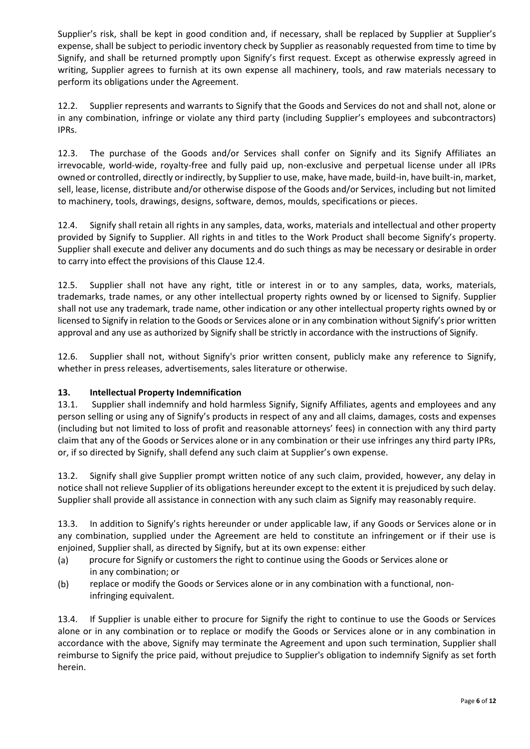Supplier's risk, shall be kept in good condition and, if necessary, shall be replaced by Supplier at Supplier's expense, shall be subject to periodic inventory check by Supplier as reasonably requested from time to time by Signify, and shall be returned promptly upon Signify's first request. Except as otherwise expressly agreed in writing, Supplier agrees to furnish at its own expense all machinery, tools, and raw materials necessary to perform its obligations under the Agreement.

12.2. Supplier represents and warrants to Signify that the Goods and Services do not and shall not, alone or in any combination, infringe or violate any third party (including Supplier's employees and subcontractors) IPRs.

12.3. The purchase of the Goods and/or Services shall confer on Signify and its Signify Affiliates an irrevocable, world-wide, royalty-free and fully paid up, non-exclusive and perpetual license under all IPRs owned or controlled, directly or indirectly, by Supplier to use, make, have made, build-in, have built-in, market, sell, lease, license, distribute and/or otherwise dispose of the Goods and/or Services, including but not limited to machinery, tools, drawings, designs, software, demos, moulds, specifications or pieces.

12.4. Signify shall retain all rights in any samples, data, works, materials and intellectual and other property provided by Signify to Supplier. All rights in and titles to the Work Product shall become Signify's property. Supplier shall execute and deliver any documents and do such things as may be necessary or desirable in order to carry into effect the provisions of this Clause 12.4.

12.5. Supplier shall not have any right, title or interest in or to any samples, data, works, materials, trademarks, trade names, or any other intellectual property rights owned by or licensed to Signify. Supplier shall not use any trademark, trade name, other indication or any other intellectual property rights owned by or licensed to Signify in relation to the Goods or Services alone or in any combination without Signify's prior written approval and any use as authorized by Signify shall be strictly in accordance with the instructions of Signify.

12.6. Supplier shall not, without Signify's prior written consent, publicly make any reference to Signify, whether in press releases, advertisements, sales literature or otherwise.

## 13. Intellectual Property Indemnification

13.1. Supplier shall indemnify and hold harmless Signify, Signify Affiliates, agents and employees and any person selling or using any of Signify's products in respect of any and all claims, damages, costs and expenses (including but not limited to loss of profit and reasonable attorneys' fees) in connection with any third party claim that any of the Goods or Services alone or in any combination or their use infringes any third party IPRs, or, if so directed by Signify, shall defend any such claim at Supplier's own expense.

13.2. Signify shall give Supplier prompt written notice of any such claim, provided, however, any delay in notice shall not relieve Supplier of its obligations hereunder except to the extent it is prejudiced by such delay. Supplier shall provide all assistance in connection with any such claim as Signify may reasonably require.

13.3. In addition to Signify's rights hereunder or under applicable law, if any Goods or Services alone or in any combination, supplied under the Agreement are held to constitute an infringement or if their use is enjoined, Supplier shall, as directed by Signify, but at its own expense: either

(a) procure for Signify or customers the right to continue using the Goods or Services alone or in any combination; or

(b) replace or modify the Goods or Services alone or in any combination with a functional, non-infringing equivalent.

13.4. If Supplier is unable either to procure for Signify the right to continue to use the Goods or Services alone or in any combination or to replace or modify the Goods or Services alone or in any combination in accordance with the above, Signify may terminate the Agreement and upon such termination, Supplier shall reimburse to Signify the price paid, without prejudice to Supplier's obligation to indemnify Signify as set forth herein.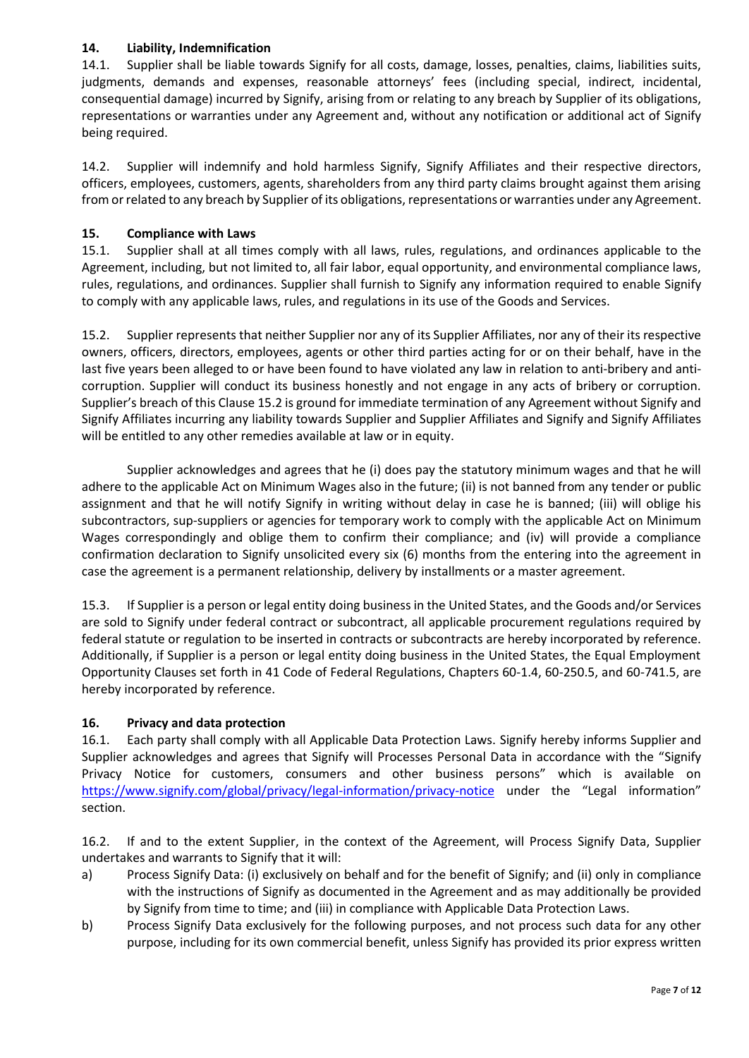## 14. Liability, Indemnification

14.1. Supplier shall be liable towards Signify for all costs, damage, losses, penalties, claims, liabilities suits, judgments, demands and expenses, reasonable attorneys' fees (including special, indirect, incidental, consequential damage) incurred by Signify, arising from or relating to any breach by Supplier of its obligations, representations or warranties under any Agreement and, without any notification or additional act of Signify being required.

14.2. Supplier will indemnify and hold harmless Signify, Signify Affiliates and their respective directors, officers, employees, customers, agents, shareholders from any third party claims brought against them arising from or related to any breach by Supplier of its obligations, representations or warranties under any Agreement.

## 15. Compliance with Laws

15.1. Supplier shall at all times comply with all laws, rules, regulations, and ordinances applicable to the Agreement, including, but not limited to, all fair labor, equal opportunity, and environmental compliance laws, rules, regulations, and ordinances. Supplier shall furnish to Signify any information required to enable Signify to comply with any applicable laws, rules, and regulations in its use of the Goods and Services.

15.2. Supplier represents that neither Supplier nor any of its Supplier Affiliates, nor any of their its respective owners, officers, directors, employees, agents or other third parties acting for or on their behalf, have in the last five years been alleged to or have been found to have violated any law in relation to anti-bribery and anti-corruption. Supplier will conduct its business honestly and not engage in any acts of bribery or corruption. Supplier's breach of this Clause 15.2 is ground for immediate termination of any Agreement without Signify and Signify Affiliates incurring any liability towards Supplier and Supplier Affiliates and Signify and Signify Affiliates will be entitled to any other remedies available at law or in equity.

Supplier acknowledges and agrees that he (i) does pay the statutory minimum wages and that he will adhere to the applicable Act on Minimum Wages also in the future; (ii) is not banned from any tender or public assignment and that he will notify Signify in writing without delay in case he is banned; (iii) will oblige his subcontractors, sup-suppliers or agencies for temporary work to comply with the applicable Act on Minimum Wages correspondingly and oblige them to confirm their compliance; and (iv) will provide a compliance confirmation declaration to Signify unsolicited every six (6) months from the entering into the agreement in case the agreement is a permanent relationship, delivery by installments or a master agreement.

15.3. If Supplier is a person or legal entity doing business in the United States, and the Goods and/or Services are sold to Signify under federal contract or subcontract, all applicable procurement regulations required by federal statute or regulation to be inserted in contracts or subcontracts are hereby incorporated by reference. Additionally, if Supplier is a person or legal entity doing business in the United States, the Equal Employment Opportunity Clauses set forth in 41 Code of Federal Regulations, Chapters 60-1.4, 60-250.5, and 60-741.5, are hereby incorporated by reference.

## 16. Privacy and data protection

16.1. Each party shall comply with all Applicable Data Protection Laws. Signify hereby informs Supplier and Supplier acknowledges and agrees that Signify will Processes Personal Data in accordance with the "Signify Privacy Notice for customers, consumers and other business persons" which is available on https://www.signify.com/global/privacy/legal-information/privacy-notice under the "Legal information" section.

16.2. If and to the extent Supplier, in the context of the Agreement, will Process Signify Data, Supplier undertakes and warrants to Signify that it will:

a) Process Signify Data: (i) exclusively on behalf and for the benefit of Signify; and (ii) only in compliance with the instructions of Signify as documented in the Agreement and as may additionally be provided by Signify from time to time; and (iii) in compliance with Applicable Data Protection Laws.

b) Process Signify Data exclusively for the following purposes, and not process such data for any other purpose, including for its own commercial benefit, unless Signify has provided its prior express written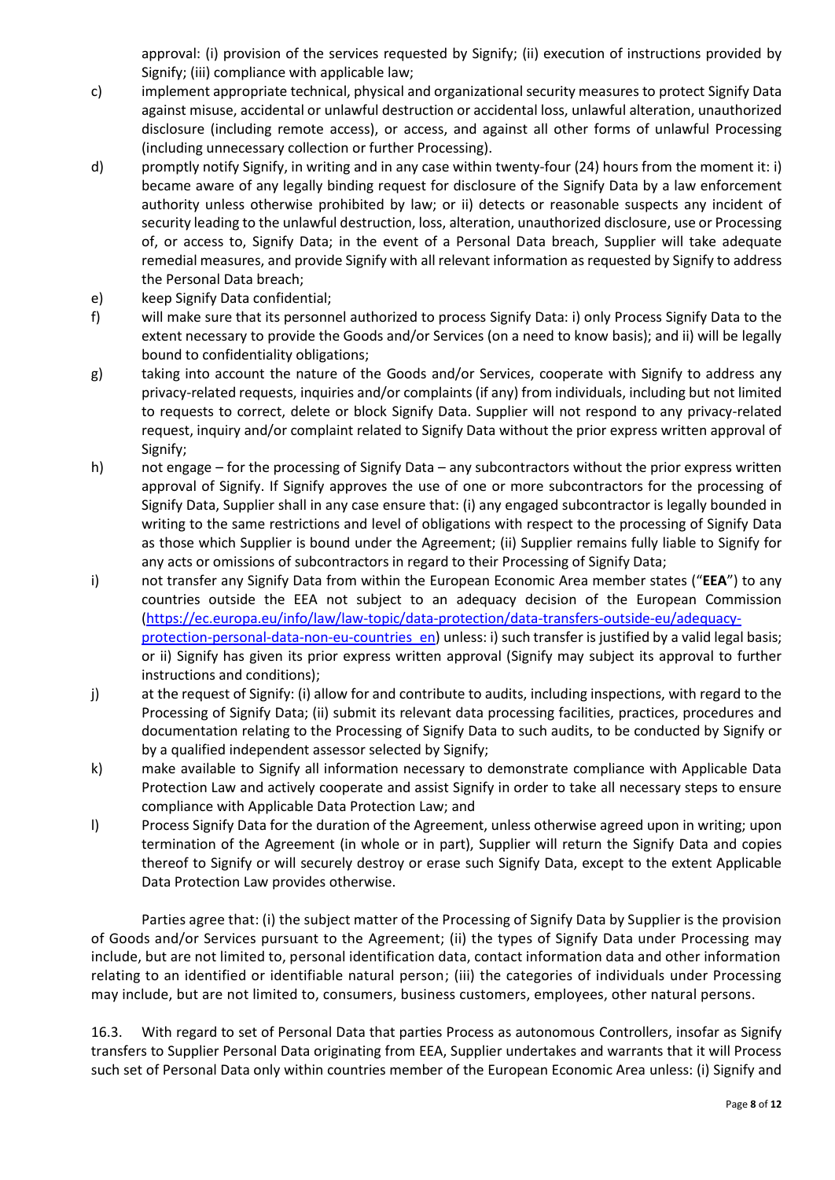approval: (i) provision of the services requested by Signify; (ii) execution of instructions provided by Signify; (iii) compliance with applicable law;

c) implement appropriate technical, physical and organizational security measures to protect Signify Data against misuse, accidental or unlawful destruction or accidental loss, unlawful alteration, unauthorized disclosure (including remote access), or access, and against all other forms of unlawful Processing (including unnecessary collection or further Processing).

d) promptly notify Signify, in writing and in any case within twenty-four (24) hours from the moment it: i) became aware of any legally binding request for disclosure of the Signify Data by a law enforcement authority unless otherwise prohibited by law; or ii) detects or reasonable suspects any incident of security leading to the unlawful destruction, loss, alteration, unauthorized disclosure, use or Processing of, or access to, Signify Data; in the event of a Personal Data breach, Supplier will take adequate remedial measures, and provide Signify with all relevant information as requested by Signify to address the Personal Data breach;

e) keep Signify Data confidential;

f) will make sure that its personnel authorized to process Signify Data: i) only Process Signify Data to the extent necessary to provide the Goods and/or Services (on a need to know basis); and ii) will be legally bound to confidentiality obligations;

g) taking into account the nature of the Goods and/or Services, cooperate with Signify to address any privacy-related requests, inquiries and/or complaints (if any) from individuals, including but not limited to requests to correct, delete or block Signify Data. Supplier will not respond to any privacy-related request, inquiry and/or complaint related to Signify Data without the prior express written approval of Signify;

h) not engage – for the processing of Signify Data – any subcontractors without the prior express written approval of Signify. If Signify approves the use of one or more subcontractors for the processing of Signify Data, Supplier shall in any case ensure that: (i) any engaged subcontractor is legally bounded in writing to the same restrictions and level of obligations with respect to the processing of Signify Data as those which Supplier is bound under the Agreement; (ii) Supplier remains fully liable to Signify for any acts or omissions of subcontractors in regard to their Processing of Signify Data;

i) not transfer any Signify Data from within the European Economic Area member states ("**EEA**") to any countries outside the EEA not subject to an adequacy decision of the European Commission (https://ec.europa.eu/info/law/law-topic/data-protection/data-transfers-outside-eu/adequacy-protection-personal-data-non-eu-countries_en) unless: i) such transfer is justified by a valid legal basis; or ii) Signify has given its prior express written approval (Signify may subject its approval to further instructions and conditions);

j) at the request of Signify: (i) allow for and contribute to audits, including inspections, with regard to the Processing of Signify Data; (ii) submit its relevant data processing facilities, practices, procedures and documentation relating to the Processing of Signify Data to such audits, to be conducted by Signify or by a qualified independent assessor selected by Signify;

k) make available to Signify all information necessary to demonstrate compliance with Applicable Data Protection Law and actively cooperate and assist Signify in order to take all necessary steps to ensure compliance with Applicable Data Protection Law; and

l) Process Signify Data for the duration of the Agreement, unless otherwise agreed upon in writing; upon termination of the Agreement (in whole or in part), Supplier will return the Signify Data and copies thereof to Signify or will securely destroy or erase such Signify Data, except to the extent Applicable Data Protection Law provides otherwise.

Parties agree that: (i) the subject matter of the Processing of Signify Data by Supplier is the provision of Goods and/or Services pursuant to the Agreement; (ii) the types of Signify Data under Processing may include, but are not limited to, personal identification data, contact information data and other information relating to an identified or identifiable natural person; (iii) the categories of individuals under Processing may include, but are not limited to, consumers, business customers, employees, other natural persons.

16.3. With regard to set of Personal Data that parties Process as autonomous Controllers, insofar as Signify transfers to Supplier Personal Data originating from EEA, Supplier undertakes and warrants that it will Process such set of Personal Data only within countries member of the European Economic Area unless: (i) Signify and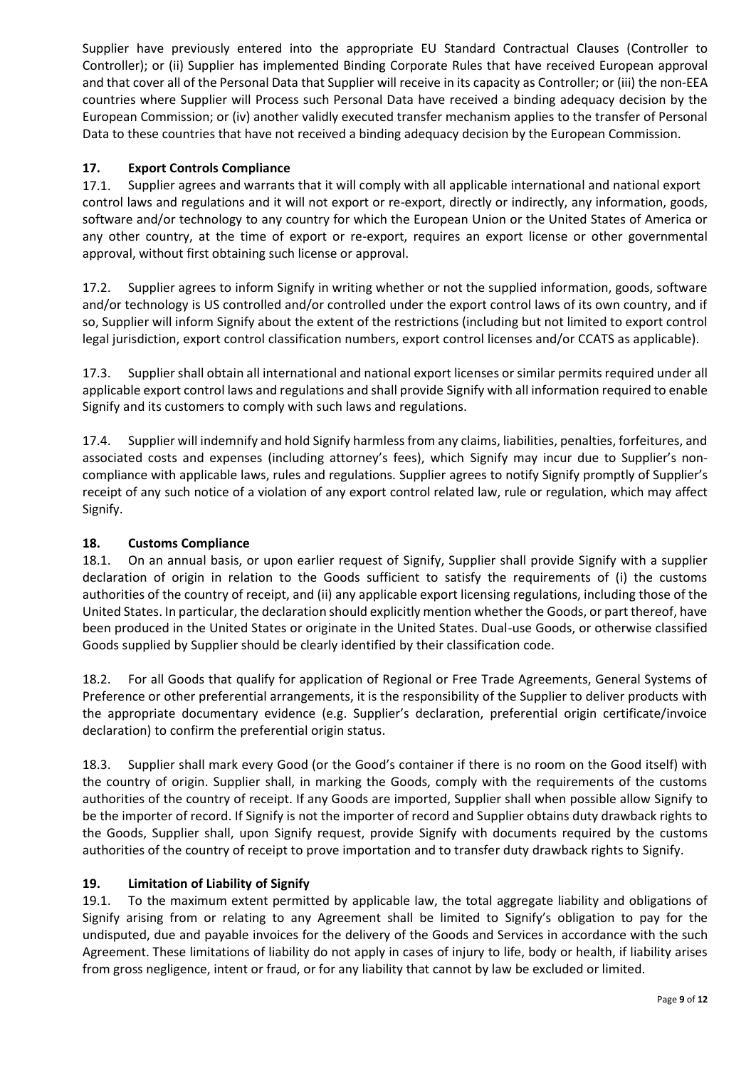Supplier have previously entered into the appropriate EU Standard Contractual Clauses (Controller to Controller); or (ii) Supplier has implemented Binding Corporate Rules that have received European approval and that cover all of the Personal Data that Supplier will receive in its capacity as Controller; or (iii) the non-EEA countries where Supplier will Process such Personal Data have received a binding adequacy decision by the European Commission; or (iv) another validly executed transfer mechanism applies to the transfer of Personal Data to these countries that have not received a binding adequacy decision by the European Commission.

## 17. Export Controls Compliance

17.1. Supplier agrees and warrants that it will comply with all applicable international and national export control laws and regulations and it will not export or re-export, directly or indirectly, any information, goods, software and/or technology to any country for which the European Union or the United States of America or any other country, at the time of export or re-export, requires an export license or other governmental approval, without first obtaining such license or approval.

17.2. Supplier agrees to inform Signify in writing whether or not the supplied information, goods, software and/or technology is US controlled and/or controlled under the export control laws of its own country, and if so, Supplier will inform Signify about the extent of the restrictions (including but not limited to export control legal jurisdiction, export control classification numbers, export control licenses and/or CCATS as applicable).

17.3. Supplier shall obtain all international and national export licenses or similar permits required under all applicable export control laws and regulations and shall provide Signify with all information required to enable Signify and its customers to comply with such laws and regulations.

17.4. Supplier will indemnify and hold Signify harmless from any claims, liabilities, penalties, forfeitures, and associated costs and expenses (including attorney's fees), which Signify may incur due to Supplier's non-compliance with applicable laws, rules and regulations. Supplier agrees to notify Signify promptly of Supplier's receipt of any such notice of a violation of any export control related law, rule or regulation, which may affect Signify.

## 18. Customs Compliance

18.1. On an annual basis, or upon earlier request of Signify, Supplier shall provide Signify with a supplier declaration of origin in relation to the Goods sufficient to satisfy the requirements of (i) the customs authorities of the country of receipt, and (ii) any applicable export licensing regulations, including those of the United States. In particular, the declaration should explicitly mention whether the Goods, or part thereof, have been produced in the United States or originate in the United States. Dual-use Goods, or otherwise classified Goods supplied by Supplier should be clearly identified by their classification code.

18.2. For all Goods that qualify for application of Regional or Free Trade Agreements, General Systems of Preference or other preferential arrangements, it is the responsibility of the Supplier to deliver products with the appropriate documentary evidence (e.g. Supplier's declaration, preferential origin certificate/invoice declaration) to confirm the preferential origin status.

18.3. Supplier shall mark every Good (or the Good's container if there is no room on the Good itself) with the country of origin. Supplier shall, in marking the Goods, comply with the requirements of the customs authorities of the country of receipt. If any Goods are imported, Supplier shall when possible allow Signify to be the importer of record. If Signify is not the importer of record and Supplier obtains duty drawback rights to the Goods, Supplier shall, upon Signify request, provide Signify with documents required by the customs authorities of the country of receipt to prove importation and to transfer duty drawback rights to Signify.

## 19. Limitation of Liability of Signify

19.1. To the maximum extent permitted by applicable law, the total aggregate liability and obligations of Signify arising from or relating to any Agreement shall be limited to Signify's obligation to pay for the undisputed, due and payable invoices for the delivery of the Goods and Services in accordance with the such Agreement. These limitations of liability do not apply in cases of injury to life, body or health, if liability arises from gross negligence, intent or fraud, or for any liability that cannot by law be excluded or limited.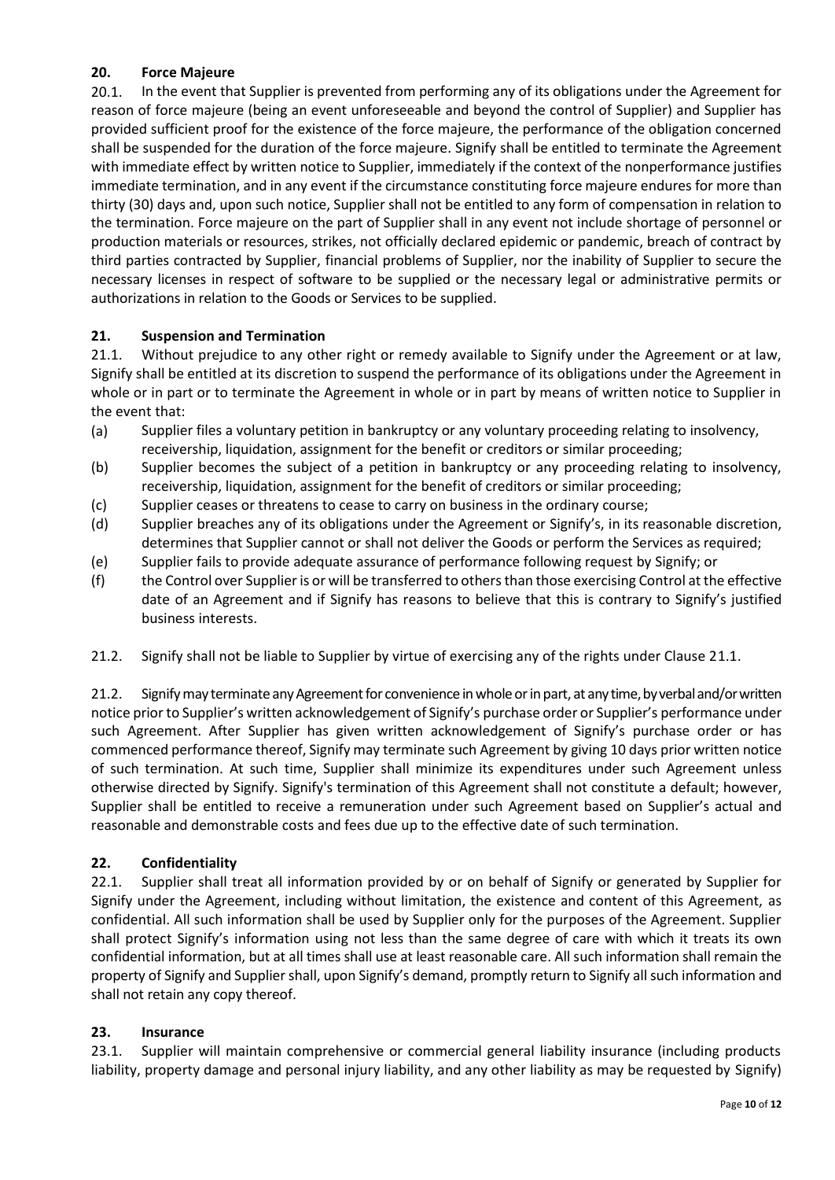## 20. Force Majeure

20.1. In the event that Supplier is prevented from performing any of its obligations under the Agreement for reason of force majeure (being an event unforeseeable and beyond the control of Supplier) and Supplier has provided sufficient proof for the existence of the force majeure, the performance of the obligation concerned shall be suspended for the duration of the force majeure. Signify shall be entitled to terminate the Agreement with immediate effect by written notice to Supplier, immediately if the context of the nonperformance justifies immediate termination, and in any event if the circumstance constituting force majeure endures for more than thirty (30) days and, upon such notice, Supplier shall not be entitled to any form of compensation in relation to the termination. Force majeure on the part of Supplier shall in any event not include shortage of personnel or production materials or resources, strikes, not officially declared epidemic or pandemic, breach of contract by third parties contracted by Supplier, financial problems of Supplier, nor the inability of Supplier to secure the necessary licenses in respect of software to be supplied or the necessary legal or administrative permits or authorizations in relation to the Goods or Services to be supplied.

## 21. Suspension and Termination

21.1. Without prejudice to any other right or remedy available to Signify under the Agreement or at law, Signify shall be entitled at its discretion to suspend the performance of its obligations under the Agreement in whole or in part or to terminate the Agreement in whole or in part by means of written notice to Supplier in the event that:

(a) Supplier files a voluntary petition in bankruptcy or any voluntary proceeding relating to insolvency, receivership, liquidation, assignment for the benefit or creditors or similar proceeding;

(b) Supplier becomes the subject of a petition in bankruptcy or any proceeding relating to insolvency, receivership, liquidation, assignment for the benefit of creditors or similar proceeding;

(c) Supplier ceases or threatens to cease to carry on business in the ordinary course;

(d) Supplier breaches any of its obligations under the Agreement or Signify's, in its reasonable discretion, determines that Supplier cannot or shall not deliver the Goods or perform the Services as required;

(e) Supplier fails to provide adequate assurance of performance following request by Signify; or

(f) the Control over Supplier is or will be transferred to others than those exercising Control at the effective date of an Agreement and if Signify has reasons to believe that this is contrary to Signify's justified business interests.

21.2. Signify shall not be liable to Supplier by virtue of exercising any of the rights under Clause 21.1.

21.2. Signify may terminate any Agreement for convenience in whole or in part, at any time, by verbal and/or written notice prior to Supplier's written acknowledgement of Signify's purchase order or Supplier's performance under such Agreement. After Supplier has given written acknowledgement of Signify's purchase order or has commenced performance thereof, Signify may terminate such Agreement by giving 10 days prior written notice of such termination. At such time, Supplier shall minimize its expenditures under such Agreement unless otherwise directed by Signify. Signify's termination of this Agreement shall not constitute a default; however, Supplier shall be entitled to receive a remuneration under such Agreement based on Supplier's actual and reasonable and demonstrable costs and fees due up to the effective date of such termination.

## 22. Confidentiality

22.1. Supplier shall treat all information provided by or on behalf of Signify or generated by Supplier for Signify under the Agreement, including without limitation, the existence and content of this Agreement, as confidential. All such information shall be used by Supplier only for the purposes of the Agreement. Supplier shall protect Signify's information using not less than the same degree of care with which it treats its own confidential information, but at all times shall use at least reasonable care. All such information shall remain the property of Signify and Supplier shall, upon Signify's demand, promptly return to Signify all such information and shall not retain any copy thereof.

## 23. Insurance

23.1. Supplier will maintain comprehensive or commercial general liability insurance (including products liability, property damage and personal injury liability, and any other liability as may be requested by Signify)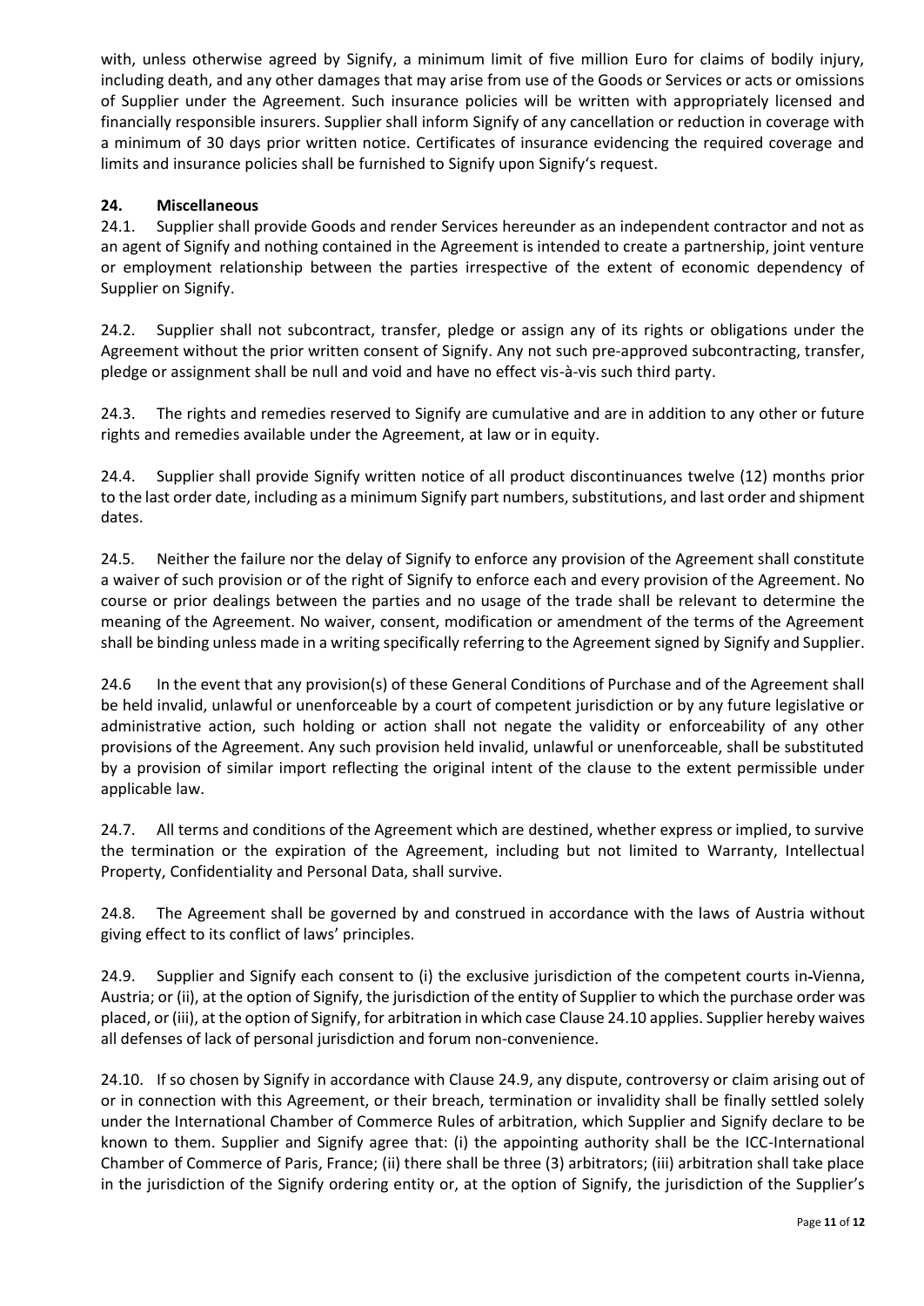with, unless otherwise agreed by Signify, a minimum limit of five million Euro for claims of bodily injury, including death, and any other damages that may arise from use of the Goods or Services or acts or omissions of Supplier under the Agreement. Such insurance policies will be written with appropriately licensed and financially responsible insurers. Supplier shall inform Signify of any cancellation or reduction in coverage with a minimum of 30 days prior written notice. Certificates of insurance evidencing the required coverage and limits and insurance policies shall be furnished to Signify upon Signify's request.

## 24. Miscellaneous

24.1. Supplier shall provide Goods and render Services hereunder as an independent contractor and not as an agent of Signify and nothing contained in the Agreement is intended to create a partnership, joint venture or employment relationship between the parties irrespective of the extent of economic dependency of Supplier on Signify.

24.2. Supplier shall not subcontract, transfer, pledge or assign any of its rights or obligations under the Agreement without the prior written consent of Signify. Any not such pre-approved subcontracting, transfer, pledge or assignment shall be null and void and have no effect vis-à-vis such third party.

24.3. The rights and remedies reserved to Signify are cumulative and are in addition to any other or future rights and remedies available under the Agreement, at law or in equity.

24.4. Supplier shall provide Signify written notice of all product discontinuances twelve (12) months prior to the last order date, including as a minimum Signify part numbers, substitutions, and last order and shipment dates.

24.5. Neither the failure nor the delay of Signify to enforce any provision of the Agreement shall constitute a waiver of such provision or of the right of Signify to enforce each and every provision of the Agreement. No course or prior dealings between the parties and no usage of the trade shall be relevant to determine the meaning of the Agreement. No waiver, consent, modification or amendment of the terms of the Agreement shall be binding unless made in a writing specifically referring to the Agreement signed by Signify and Supplier.

24.6 In the event that any provision(s) of these General Conditions of Purchase and of the Agreement shall be held invalid, unlawful or unenforceable by a court of competent jurisdiction or by any future legislative or administrative action, such holding or action shall not negate the validity or enforceability of any other provisions of the Agreement. Any such provision held invalid, unlawful or unenforceable, shall be substituted by a provision of similar import reflecting the original intent of the clause to the extent permissible under applicable law.

24.7. All terms and conditions of the Agreement which are destined, whether express or implied, to survive the termination or the expiration of the Agreement, including but not limited to Warranty, Intellectual Property, Confidentiality and Personal Data, shall survive.

24.8. The Agreement shall be governed by and construed in accordance with the laws of Austria without giving effect to its conflict of laws' principles.

24.9. Supplier and Signify each consent to (i) the exclusive jurisdiction of the competent courts in Vienna, Austria; or (ii), at the option of Signify, the jurisdiction of the entity of Supplier to which the purchase order was placed, or (iii), at the option of Signify, for arbitration in which case Clause 24.10 applies. Supplier hereby waives all defenses of lack of personal jurisdiction and forum non-convenience.

24.10. If so chosen by Signify in accordance with Clause 24.9, any dispute, controversy or claim arising out of or in connection with this Agreement, or their breach, termination or invalidity shall be finally settled solely under the International Chamber of Commerce Rules of arbitration, which Supplier and Signify declare to be known to them. Supplier and Signify agree that: (i) the appointing authority shall be the ICC-International Chamber of Commerce of Paris, France; (ii) there shall be three (3) arbitrators; (iii) arbitration shall take place in the jurisdiction of the Signify ordering entity or, at the option of Signify, the jurisdiction of the Supplier's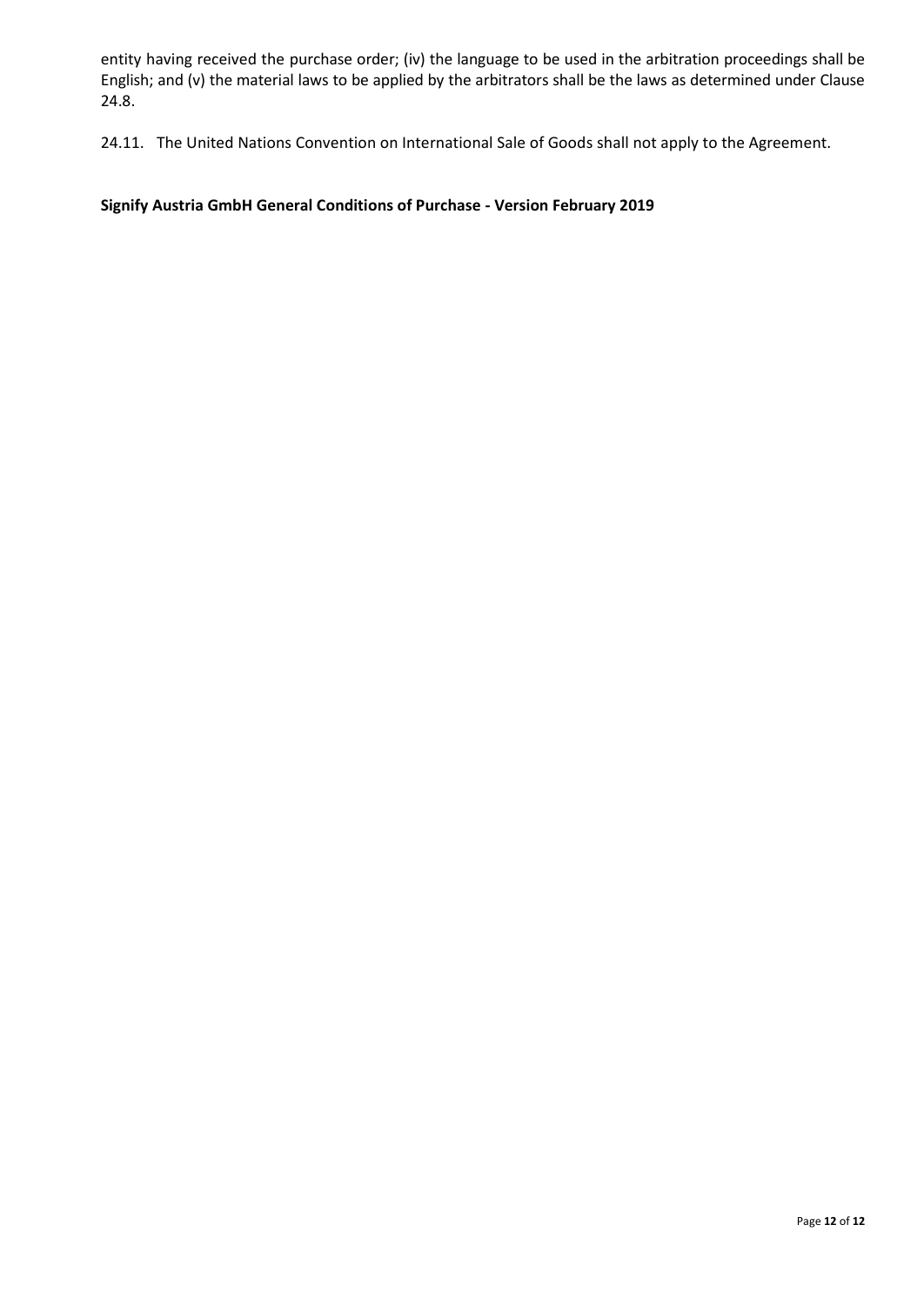entity having received the purchase order; (iv) the language to be used in the arbitration proceedings shall be English; and (v) the material laws to be applied by the arbitrators shall be the laws as determined under Clause 24.8.

24.11. The United Nations Convention on International Sale of Goods shall not apply to the Agreement.

**Signify Austria GmbH General Conditions of Purchase - Version February 2019**